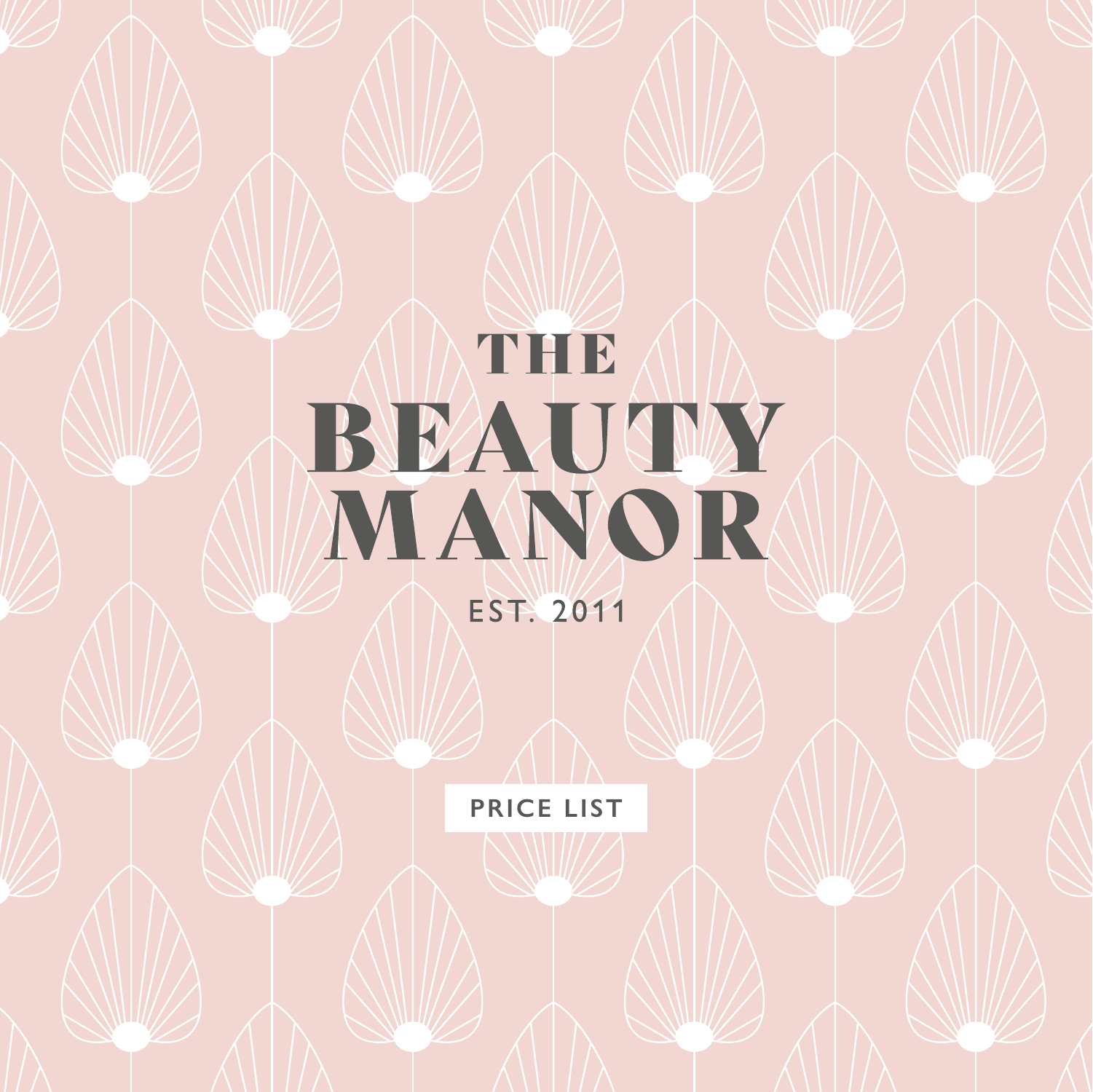# THE BEAUTY MANOR

EST. 2011

PRICE LIST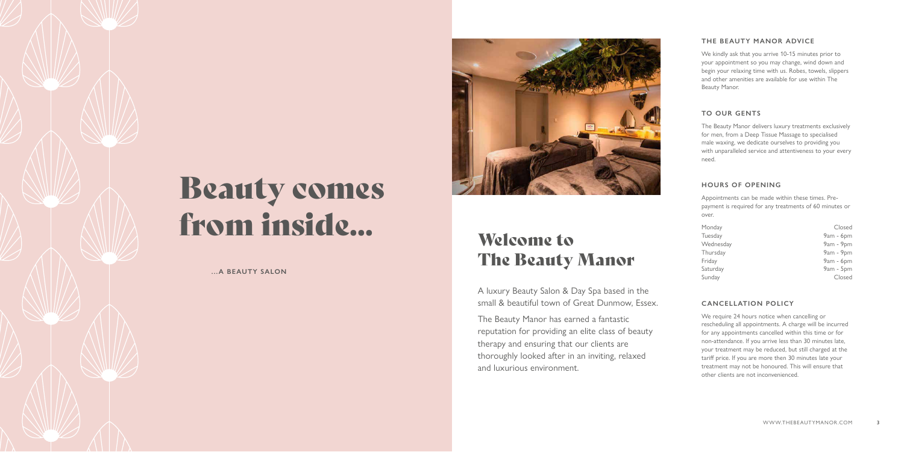# Beauty comes from inside...

**...A BEAUTY SALON**

## Welcome to The Beauty Manor

A luxury Beauty Salon & Day Spa based in the small & beautiful town of Great Dunmow, Essex.

The Beauty Manor has earned a fantastic reputation for providing an elite class of beauty therapy and ensuring that our clients are thoroughly looked after in an inviting, relaxed and luxurious environment.

### THE BEAUTY MANOR ADVICE

We kindly ask that you arrive 10-15 minutes prior to your appointment so you may change, wind down and begin your relaxing time with us. Robes, towels, slippers and other amenities are available for use within The Beauty Manor.

### TO OUR GENTS

The Beauty Manor delivers luxury treatments exclusively for men, from a Deep Tissue Massage to specialised male waxing, we dedicate ourselves to providing you with unparalleled service and attentiveness to your every need.

### HOURS OF OPENING

Appointments can be made within these times. Pre-payment is required for any treatments of 60 minutes or over.

| | |
|---|---|
| Monday | Closed |
| Tuesday | 9am - 6pm |
| Wednesday | 9am - 9pm |
| Thursday | 9am - 9pm |
| Friday | 9am - 6pm |
| Saturday | 9am - 5pm |
| Sunday | Closed |

### CANCELLATION POLICY

We require 24 hours notice when cancelling or rescheduling all appointments. A charge will be incurred for any appointments cancelled within this time or for non-attendance. If you arrive less than 30 minutes late, your treatment may be reduced, but still charged at the tariff price. If you are more then 30 minutes late your treatment may not be honoured. This will ensure that other clients are not inconvenienced.

WWW.THEBEAUTYMANOR.COM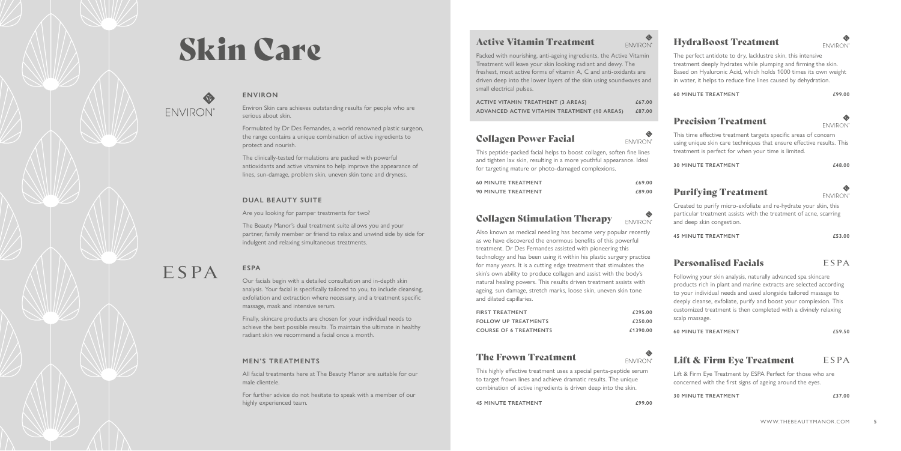# Skin Care

## ENVIRON

Environ Skin care achieves outstanding results for people who are serious about skin.

Formulated by Dr Des Fernandes, a world renowned plastic surgeon, the range contains a unique combination of active ingredients to protect and nourish.

The clinically-tested formulations are packed with powerful antioxidants and active vitamins to help improve the appearance of lines, sun-damage, problem skin, uneven skin tone and dryness.

## DUAL BEAUTY SUITE

Are you looking for pamper treatments for two?

The Beauty Manor's dual treatment suite allows you and your partner, family member or friend to relax and unwind side by side for indulgent and relaxing simultaneous treatments.

## ESPA

Our facials begin with a detailed consultation and in-depth skin analysis. Your facial is specifically tailored to you, to include cleansing, exfoliation and extraction where necessary, and a treatment specific massage, mask and intensive serum.

Finally, skincare products are chosen for your individual needs to achieve the best possible results. To maintain the ultimate in healthy radiant skin we recommend a facial once a month.

## MEN'S TREATMENTS

All facial treatments here at The Beauty Manor are suitable for our male clientele.

For further advice do not hesitate to speak with a member of our highly experienced team.

## Active Vitamin Treatment

ENVIRON

Packed with nourishing, anti-ageing ingredients, the Active Vitamin Treatment will leave your skin looking radiant and dewy. The freshest, most active forms of vitamin A, C and anti-oxidants are driven deep into the lower layers of the skin using soundwaves and small electrical pulses.

| | |
|---|---|
| ACTIVE VITAMIN TREATMENT (3 AREAS) | £67.00 |
| ADVANCED ACTIVE VITAMIN TREATMENT (10 AREAS) | £87.00 |

## Collagen Power Facial

ENVIRON

This peptide-packed facial helps to boost collagen, soften fine lines and tighten lax skin, resulting in a more youthful appearance. Ideal for targeting mature or photo-damaged complexions.

| | |
|---|---|
| 60 MINUTE TREATMENT | £69.00 |
| 90 MINUTE TREATMENT | £89.00 |

## Collagen Stimulation Therapy

ENVIRON

Also known as medical needling has become very popular recently as we have discovered the enormous benefits of this powerful treatment. Dr Des Fernandes assisted with pioneering this technology and has been using it within his plastic surgery practice for many years. It is a cutting edge treatment that stimulates the skin's own ability to produce collagen and assist with the body's natural healing powers. This results driven treatment assists with ageing, sun damage, stretch marks, loose skin, uneven skin tone and dilated capillaries.

| | |
|---|---|
| FIRST TREATMENT | £295.00 |
| FOLLOW UP TREATMENTS | £250.00 |
| COURSE OF 6 TREATMENTS | £1390.00 |

## The Frown Treatment

ENVIRON

This highly effective treatment uses a special penta-peptide serum to target frown lines and achieve dramatic results. The unique combination of active ingredients is driven deep into the skin.

| | |
|---|---|
| 45 MINUTE TREATMENT | £99.00 |

## HydraBoost Treatment

ENVIRON

The perfect antidote to dry, lacklustre skin, this intensive treatment deeply hydrates while plumping and firming the skin. Based on Hyaluronic Acid, which holds 1000 times its own weight in water, it helps to reduce fine lines caused by dehydration.

| | |
|---|---|
| 60 MINUTE TREATMENT | £99.00 |

## Precision Treatment

ENVIRON

This time effective treatment targets specific areas of concern using unique skin care techniques that ensure effective results. This treatment is perfect for when your time is limited.

| | |
|---|---|
| 30 MINUTE TREATMENT | £48.00 |

## Purifying Treatment

ENVIRON

Created to purify micro-exfoliate and re-hydrate your skin, this particular treatment assists with the treatment of acne, scarring and deep skin congestion.

| | |
|---|---|
| 45 MINUTE TREATMENT | £53.00 |

## Personalised Facials

ESPA

Following your skin analysis, naturally advanced spa skincare products rich in plant and marine extracts are selected according to your individual needs and used alongside tailored massage to deeply cleanse, exfoliate, purify and boost your complexion. This customized treatment is then completed with a divinely relaxing scalp massage.

| | |
|---|---|
| 60 MINUTE TREATMENT | £59.50 |

## Lift & Firm Eye Treatment

ESPA

Lift & Firm Eye Treatment by ESPA Perfect for those who are concerned with the first signs of ageing around the eyes.

| | |
|---|---|
| 30 MINUTE TREATMENT | £37.00 |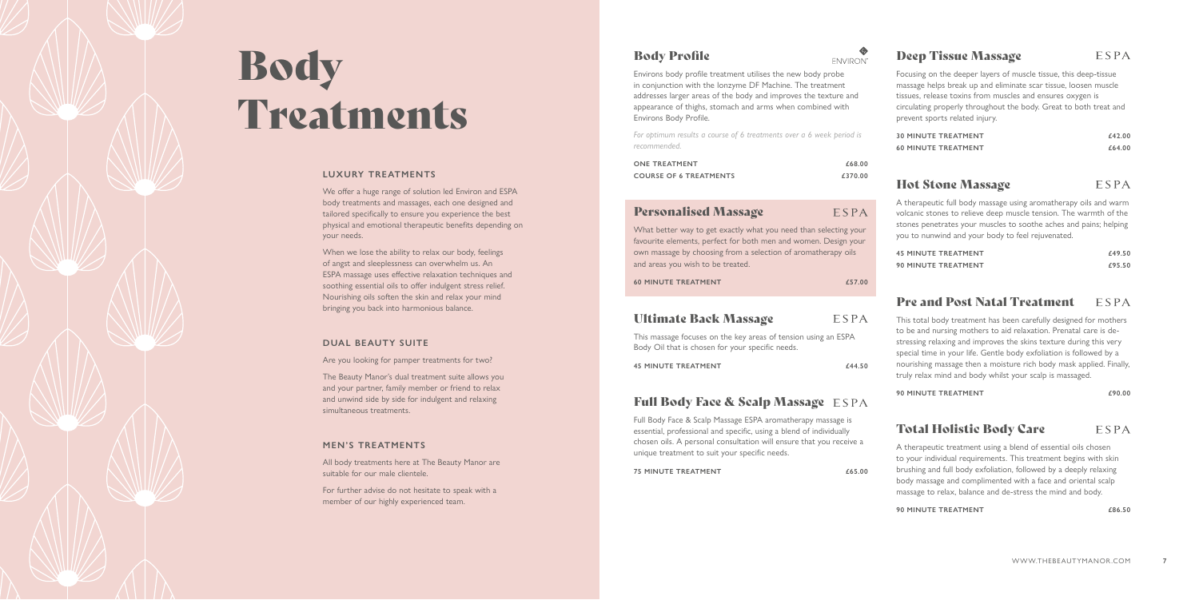# Body Treatments

### LUXURY TREATMENTS

We offer a huge range of solution led Environ and ESPA body treatments and massages, each one designed and tailored specifically to ensure you experience the best physical and emotional therapeutic benefits depending on your needs.

When we lose the ability to relax our body, feelings of angst and sleeplessness can overwhelm us. An ESPA massage uses effective relaxation techniques and soothing essential oils to offer indulgent stress relief. Nourishing oils soften the skin and relax your mind bringing you back into harmonious balance.

### DUAL BEAUTY SUITE

Are you looking for pamper treatments for two?

The Beauty Manor's dual treatment suite allows you and your partner, family member or friend to relax and unwind side by side for indulgent and relaxing simultaneous treatments.

### MEN'S TREATMENTS

All body treatments here at The Beauty Manor are suitable for our male clientele.

For further advise do not hesitate to speak with a member of our highly experienced team.

## Body Profile

ENVIRON®

Environs body profile treatment utilises the new body probe in conjunction with the Ionzyme DF Machine. The treatment addresses larger areas of the body and improves the texture and appearance of thighs, stomach and arms when combined with Environs Body Profile.

*For optimum results a course of 6 treatments over a 6 week period is recommended.*

| | |
|---|---|
| **ONE TREATMENT** | **£68.00** |
| **COURSE OF 6 TREATMENTS** | **£370.00** |

## Personalised Massage

ESPA

What better way to get exactly what you need than selecting your favourite elements, perfect for both men and women. Design your own massage by choosing from a selection of aromatherapy oils and areas you wish to be treated.

| | |
|---|---|
| **60 MINUTE TREATMENT** | **£57.00** |

## Ultimate Back Massage

ESPA

This massage focuses on the key areas of tension using an ESPA Body Oil that is chosen for your specific needs.

| | |
|---|---|
| **45 MINUTE TREATMENT** | **£44.50** |

## Full Body Face & Scalp Massage

ESPA

Full Body Face & Scalp Massage ESPA aromatherapy massage is essential, professional and specific, using a blend of individually chosen oils. A personal consultation will ensure that you receive a unique treatment to suit your specific needs.

| | |
|---|---|
| **75 MINUTE TREATMENT** | **£65.00** |

## Deep Tissue Massage

ESPA

Focusing on the deeper layers of muscle tissue, this deep-tissue massage helps break up and eliminate scar tissue, loosen muscle tissues, release toxins from muscles and ensures oxygen is circulating properly throughout the body. Great to both treat and prevent sports related injury.

| | |
|---|---|
| **30 MINUTE TREATMENT** | **£42.00** |
| **60 MINUTE TREATMENT** | **£64.00** |

## Hot Stone Massage

ESPA

A therapeutic full body massage using aromatherapy oils and warm volcanic stones to relieve deep muscle tension. The warmth of the stones penetrates your muscles to soothe aches and pains; helping you to nunwind and your body to feel rejuvenated.

| | |
|---|---|
| **45 MINUTE TREATMENT** | **£49.50** |
| **90 MINUTE TREATMENT** | **£95.50** |

## Pre and Post Natal Treatment

ESPA

This total body treatment has been carefully designed for mothers to be and nursing mothers to aid relaxation. Prenatal care is de-stressing relaxing and improves the skins texture during this very special time in your life. Gentle body exfoliation is followed by a nourishing massage then a moisture rich body mask applied. Finally, truly relax mind and body whilst your scalp is massaged.

| | |
|---|---|
| **90 MINUTE TREATMENT** | **£90.00** |

## Total Holistic Body Care

ESPA

A therapeutic treatment using a blend of essential oils chosen to your individual requirements. This treatment begins with skin brushing and full body exfoliation, followed by a deeply relaxing body massage and complimented with a face and oriental scalp massage to relax, balance and de-stress the mind and body.

| | |
|---|---|
| **90 MINUTE TREATMENT** | **£86.50** |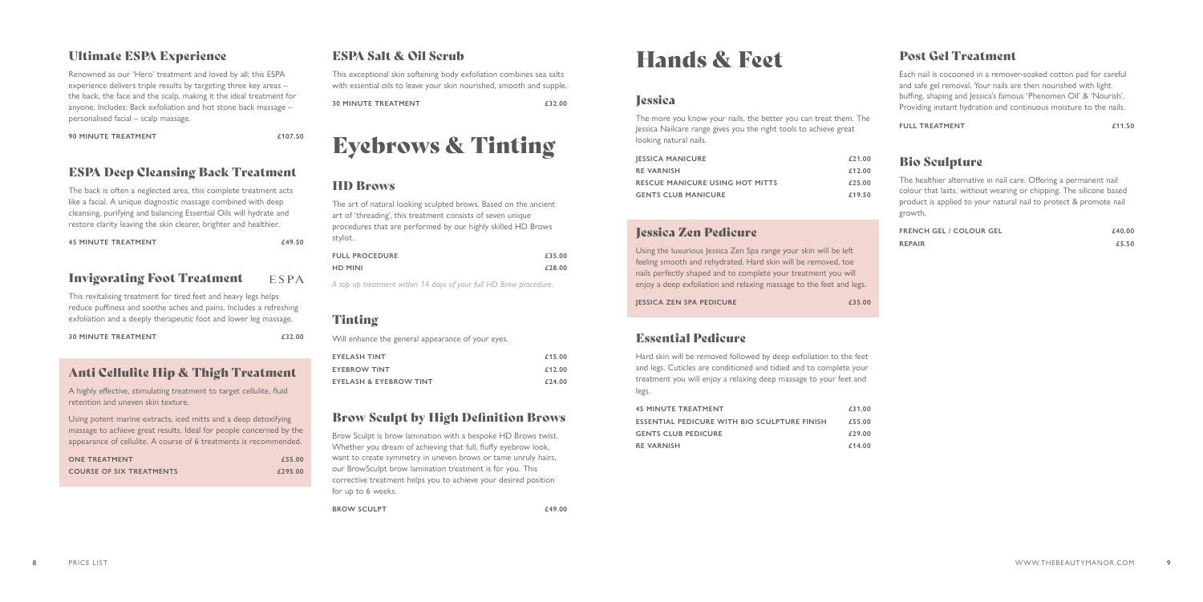## Ultimate ESPA Experience

Renowned as our 'Hero' treatment and loved by all; this ESPA experience delivers triple results by targeting three key areas – the back, the face and the scalp, making it the ideal treatment for anyone. Includes: Back exfoliation and hot stone back massage – personalised facial – scalp massage.

| | |
|---|---|
| **90 MINUTE TREATMENT** | **£107.50** |

## ESPA Deep Cleansing Back Treatment

The back is often a neglected area, this complete treatment acts like a facial. A unique diagnostic massage combined with deep cleansing, purifying and balancing Essential Oils will hydrate and restore clarity leaving the skin clearer, brighter and healthier.

| | |
|---|---|
| **45 MINUTE TREATMENT** | **£49.50** |

## Invigorating Foot Treatment

ESPA

This revitalising treatment for tired feet and heavy legs helps reduce puffiness and soothe aches and pains. Includes a refreshing exfoliation and a deeply therapeutic foot and lower leg massage.

| | |
|---|---|
| **30 MINUTE TREATMENT** | **£32.00** |

## Anti Cellulite Hip & Thigh Treatment

A highly effective, stimulating treatment to target cellulite, fluid retention and uneven skin texture.

Using potent marine extracts, iced mitts and a deep detoxifying massage to achieve great results. Ideal for people concerned by the appearance of cellulite. A course of 6 treatments is recommended.

| | |
|---|---|
| **ONE TREATMENT** | **£55.00** |
| **COURSE OF SIX TREATMENTS** | **£295.00** |

## ESPA Salt & Oil Scrub

This exceptional skin softening body exfoliation combines sea salts with essential oils to leave your skin nourished, smooth and supple.

| | |
|---|---|
| **30 MINUTE TREATMENT** | **£32.00** |

# Eyebrows & Tinting

## HD Brows

The art of natural looking sculpted brows. Based on the ancient art of 'threading', this treatment consists of seven unique procedures that are performed by our highly skilled HD Brows stylist.

| | |
|---|---|
| **FULL PROCEDURE** | **£35.00** |
| **HD MINI** | **£28.00** |

*A top up treatment within 14 days of your full HD Brow procedure.*

## Tinting

Will enhance the general appearance of your eyes.

| | |
|---|---|
| **EYELASH TINT** | **£15.00** |
| **EYEBROW TINT** | **£12.00** |
| **EYELASH & EYEBROW TINT** | **£24.00** |

## Brow Sculpt by High Definition Brows

Brow Sculpt is brow lamination with a bespoke HD Brows twist. Whether you dream of achieving that full, fluffy eyebrow look, want to create symmetry in uneven brows or tame unruly hairs, our BrowSculpt brow lamination treatment is for you. This corrective treatment helps you to achieve your desired position for up to 6 weeks.

| | |
|---|---|
| **BROW SCULPT** | **£49.00** |

# Hands & Feet

## Jessica

The more you know your nails, the better you can treat them. The Jessica Nailcare range gives you the right tools to achieve great looking natural nails.

| | |
|---|---|
| **JESSICA MANICURE** | **£21.00** |
| **RE VARNISH** | **£12.00** |
| **RESCUE MANICURE USING HOT MITTS** | **£25.00** |
| **GENTS CLUB MANICURE** | **£19.50** |

## Jessica Zen Pedicure

Using the luxurious Jessica Zen Spa range your skin will be left feeling smooth and rehydrated. Hard skin will be removed, toe nails perfectly shaped and to complete your treatment you will enjoy a deep exfoliation and relaxing massage to the feet and legs.

| | |
|---|---|
| **JESSICA ZEN SPA PEDICURE** | **£35.00** |

## Essential Pedicure

Hard skin will be removed followed by deep exfoliation to the feet and legs. Cuticles are conditioned and tidied and to complete your treatment you will enjoy a relaxing deep massage to your feet and legs.

| | |
|---|---|
| **45 MINUTE TREATMENT** | **£31.00** |
| **ESSENTIAL PEDICURE WITH BIO SCULPTURE FINISH** | **£55.00** |
| **GENTS CLUB PEDICURE** | **£29.00** |
| **RE VARNISH** | **£14.00** |

## Post Gel Treatment

Each nail is cocooned in a remover-soaked cotton pad for careful and safe gel removal. Your nails are then nourished with light buffing, shaping and Jessica's famous 'Phenomen Oil' & 'Nourish'. Providing instant hydration and continuous moisture to the nails.

| | |
|---|---|
| **FULL TREATMENT** | **£11.50** |

## Bio Sculpture

The healthier alternative in nail care. Offering a permanent nail colour that lasts, without wearing or chipping. The silicone based product is applied to your natural nail to protect & promote nail growth.

| | |
|---|---|
| **FRENCH GEL / COLOUR GEL** | **£40.00** |
| **REPAIR** | **£5.50** |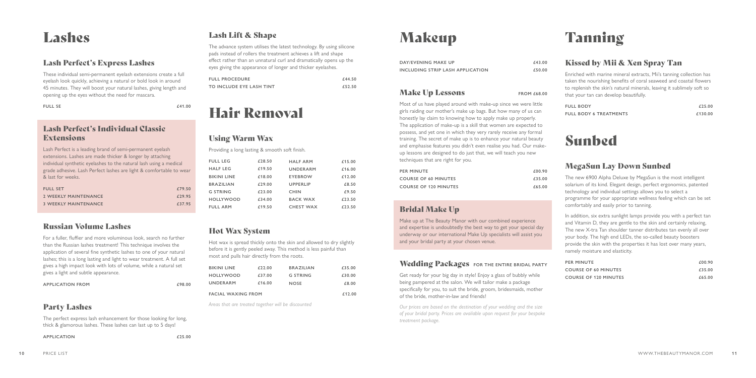# Lashes

## Lash Perfect's Express Lashes

These individual semi-permanent eyelash extensions create a full eyelash look quickly, achieving a natural or bold look in around 45 minutes. They will boost your natural lashes, giving length and opening up the eyes without the need for mascara.

| | |
|---|---|
| FULL SE | £41.00 |

## Lash Perfect's Individual Classic Extensions

Lash Perfect is a leading brand of semi-permanent eyelash extensions. Lashes are made thicker & longer by attaching individual synthetic eyelashes to the natural lash using a medical grade adhesive. Lash Perfect lashes are light & comfortable to wear & last for weeks.

| | |
|---|---|
| FULL SET | £79.50 |
| 2 WEEKLY MAINTENANCE | £29.95 |
| 3 WEEKLY MAINTENANCE | £37.95 |

## Russian Volume Lashes

For a fuller, fluffier and more voluminous look, search no further than the Russian lashes treatment! This technique involves the application of several fine synthetic lashes to one of your natural lashes; this is a long lasting and light to wear treatment. A full set gives a high impact look with lots of volume, while a natural set gives a light and subtle appearance.

| | |
|---|---|
| APPLICATION FROM | £98.00 |

## Party Lashes

The perfect express lash enhancement for those looking for long, thick & glamorous lashes. These lashes can last up to 5 days!

| | |
|---|---|
| APPLICATION | £25.00 |

## Lash Lift & Shape

The advance system utilises the latest technology. By using silicone pads instead of rollers the treatment achieves a lift and shape effect rather than an unnatural curl and dramatically opens up the eyes giving the appearance of longer and thicker eyelashes.

| | |
|---|---|
| FULL PROCEDURE | £44.50 |
| TO INCLUDE EYE LASH TINT | £52.50 |

# Hair Removal

## Using Warm Wax

Providing a long lasting & smooth soft finish.

| | | | |
|---|---|---|---|
| FULL LEG | £28.50 | HALF ARM | £15.00 |
| HALF LEG | £19.50 | UNDERARM | £16.00 |
| BIKINI LINE | £18.00 | EYEBROW | £12.00 |
| BRAZILIAN | £29.00 | UPPERLIP | £8.50 |
| G STRING | £23.00 | CHIN | £9.50 |
| HOLLYWOOD | £34.00 | BACK WAX | £23.50 |
| FULL ARM | £19.50 | CHEST WAX | £23.50 |

## Hot Wax System

Hot wax is spread thickly onto the skin and allowed to dry slightly before it is gently peeled away. This method is less painful than most and pulls hair directly from the roots.

| | | | |
|---|---|---|---|
| BIKINI LINE | £22.00 | BRAZILIAN | £35.00 |
| HOLLYWOOD | £37.00 | G STRING | £30.00 |
| UNDERARM | £16.00 | NOSE | £8.00 |
| FACIAL WAXING FROM | | | £12.00 |

*Areas that are treated together will be discounted*

# Makeup

| | |
|---|---|
| DAY/EVENING MAKE UP | £43.00 |
| INCLUDING STRIP LASH APPLICATION | £50.00 |

## Make Up Lessons — FROM £68.00

Most of us have played around with make-up since we were little girls raiding our mother's make up bags. But how many of us can honestly lay claim to knowing how to apply make up properly. The application of make-up is a skill that women are expected to possess, and yet one in which they very rarely receive any formal training. The secret of make up is to enhance your natural beauty and emphasise features you didn't even realise you had. Our make-up lessons are designed to do just that, we will teach you new techniques that are right for you.

| | |
|---|---|
| PER MINUTE | £00.90 |
| COURSE OF 60 MINUTES | £35.00 |
| COURSE OF 120 MINUTES | £65.00 |

## Bridal Make Up

Make up at The Beauty Manor with our combined experience and expertise is undoubtedly the best way to get your special day underway or our international Make Up specialists will assist you and your bridal party at your chosen venue.

## Wedding Packages — FOR THE ENTIRE BRIDAL PARTY

Get ready for your big day in style! Enjoy a glass of bubbly while being pampered at the salon. We will tailor make a package specifically for you, to suit the bride, groom, bridesmaids, mother of the bride, mother-in-law and friends!

*Our prices are based on the destination of your wedding and the size of your bridal party. Prices are available upon request for your bespoke treatment package.*

# Tanning

## Kissed by Mii & Xen Spray Tan

Enriched with marine mineral extracts, Mii's tanning collection has taken the nourishing benefits of coral seaweed and coastal flowers to replenish the skin's natural minerals, leaving it sublimely soft so that your tan can develop beautifully.

| | |
|---|---|
| FULL BODY | £25.00 |
| FULL BODY 6 TREATMENTS | £130.00 |

# Sunbed

## MegaSun Lay Down Sunbed

The new 6900 Alpha Deluxe by MegaSun is the most intelligent solarium of its kind. Elegant design, perfect ergonomics, patented technology and individual settings allows you to select a programme for your appropriate wellness feeling which can be set comfortably and easily prior to tanning.

In addition, six extra sunlight lamps provide you with a perfect tan and Vitamin D, they are gentle to the skin and certainly relaxing. The new X-tra Tan shoulder tanner distributes tan evenly all over your body. The high end LEDs, the so-called beauty boosters provide the skin with the properties it has lost over many years, namely moisture and elasticity.

| | |
|---|---|
| PER MINUTE | £00.90 |
| COURSE OF 60 MINUTES | £35.00 |
| COURSE OF 120 MINUTES | £65.00 |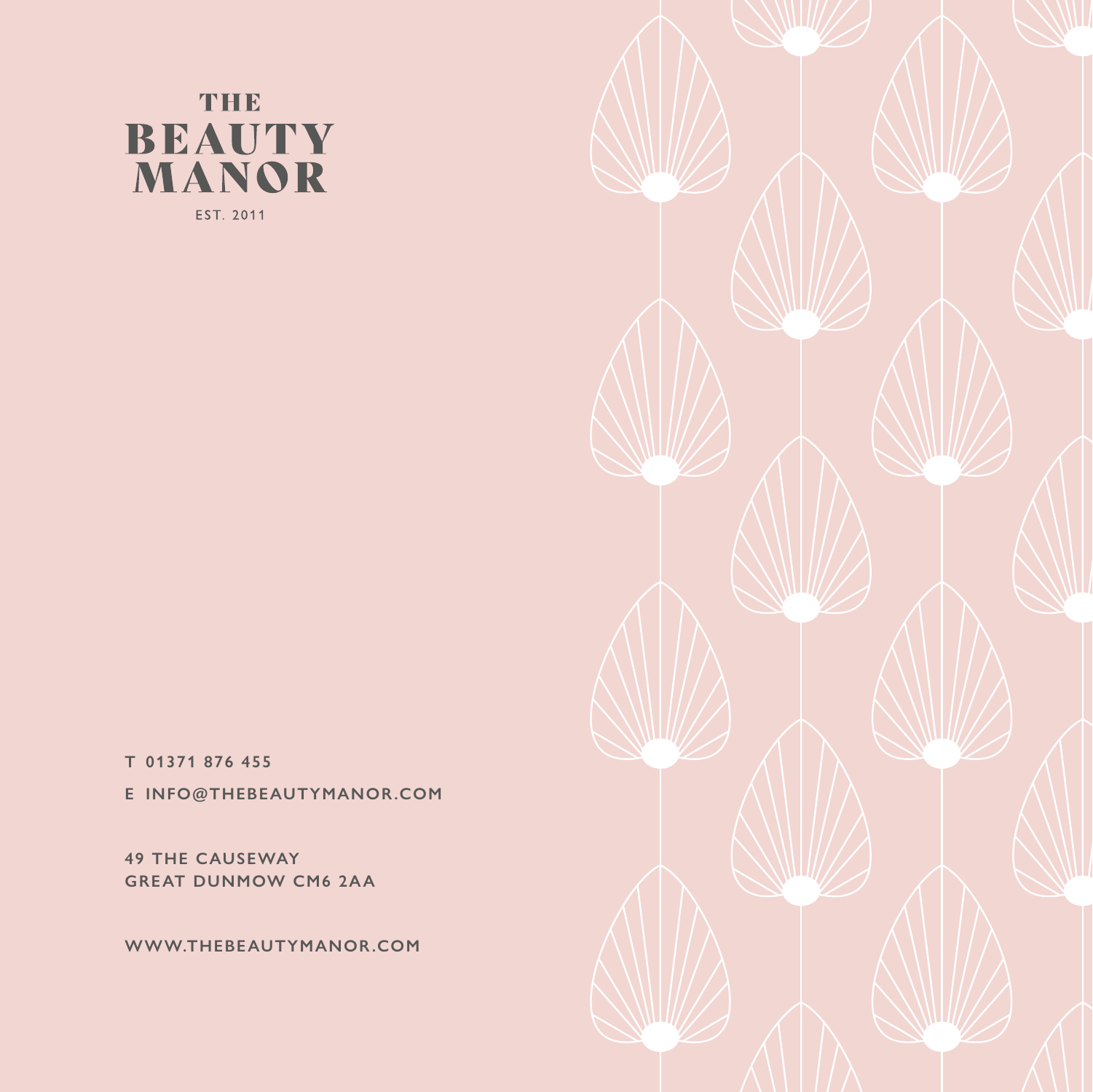# THE BEAUTY MANOR

EST. 2011

T 01371 876 455

E INFO@THEBEAUTYMANOR.COM

49 THE CAUSEWAY
GREAT DUNMOW CM6 2AA

WWW.THEBEAUTYMANOR.COM